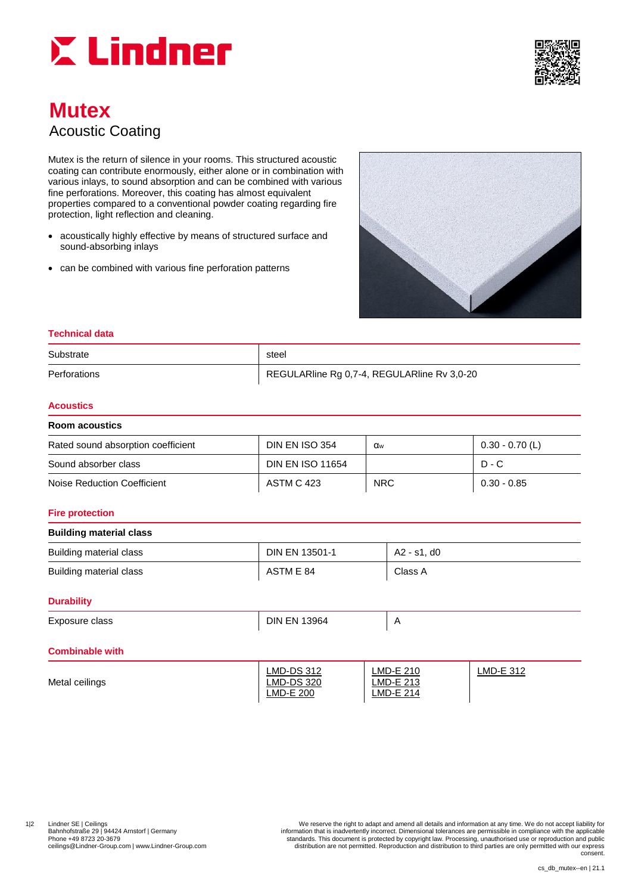# Mutex

## Acoustic Coating

Mutex is the return of silence in your rooms. This structured acoustic coating can contribute enormously, either alone or in combination with various inlays, to sound absorption and can be combined with various fine perforations. Moreover, this coating has almost equivalent properties compared to a conventional powder coating regarding fire protection, light reflection and cleaning.

- acoustically highly effective by means of structured surface and sound-absorbing inlays
- can be combined with various fine perforation patterns

### Technical data

| | |
|---|---|
| Substrate | steel |
| Perforations | REGULARline Rg 0,7-4, REGULARline Rv 3,0-20 |

### Acoustics

| Room acoustics | | | |
|---|---|---|---|
| Rated sound absorption coefficient | DIN EN ISO 354 | $\alpha_w$ | 0.30 - 0.70 (L) |
| Sound absorber class | DIN EN ISO 11654 | | D - C |
| Noise Reduction Coefficient | ASTM C 423 | NRC | 0.30 - 0.85 |

### Fire protection

| Building material class | | |
|---|---|---|
| Building material class | DIN EN 13501-1 | A2 - s1, d0 |
| Building material class | ASTM E 84 | Class A |

### Durability

| | | |
|---|---|---|
| Exposure class | DIN EN 13964 | A |

### Combinable with

| | | | |
|---|---|---|---|
| Metal ceilings | LMD-DS 312<br>LMD-DS 320<br>LMD-E 200 | LMD-E 210<br>LMD-E 213<br>LMD-E 214 | LMD-E 312 |

Lindner SE | Ceilings
Bahnhofstraße 29 | 94424 Arnstorf | Germany
Phone +49 8723 20-3679
ceilings@Lindner-Group.com | www.Lindner-Group.com

We reserve the right to adapt and amend all details and information at any time. We do not accept liability for information that is inadvertently incorrect. Dimensional tolerances are permissible in compliance with the applicable standards. This document is protected by copyright law. Processing, unauthorised use or reproduction and public distribution are not permitted. Reproduction and distribution to third parties are only permitted with our express consent.

cs_db_mutex--en | 21.1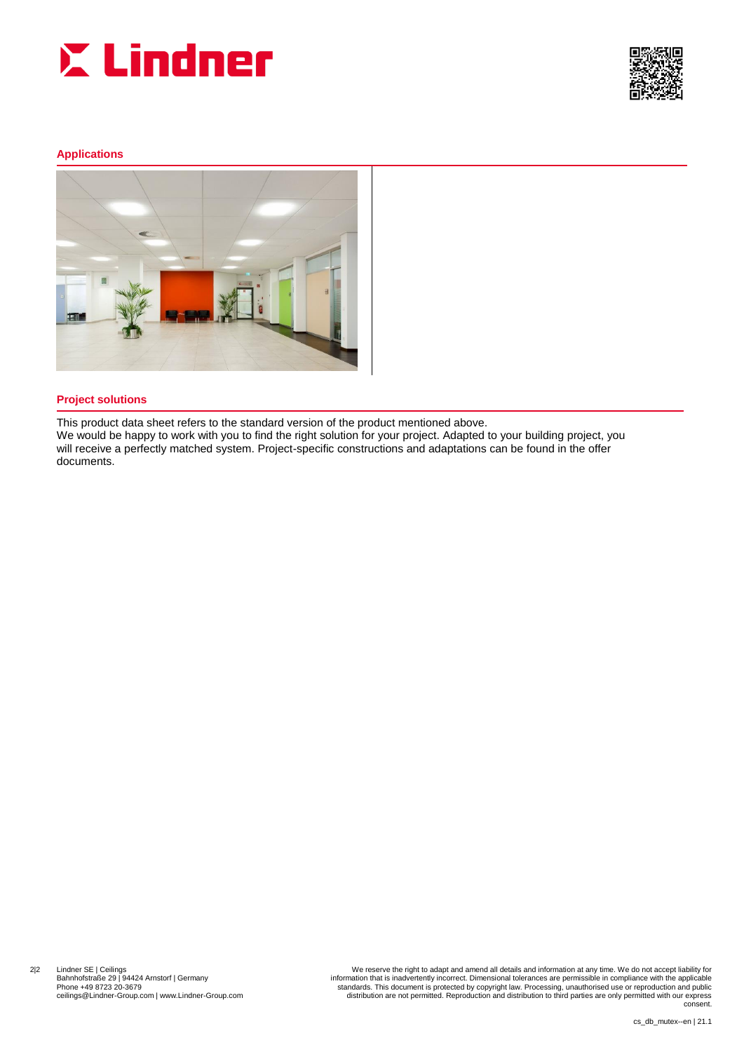## Applications

## Project solutions

This product data sheet refers to the standard version of the product mentioned above.
We would be happy to work with you to find the right solution for your project. Adapted to your building project, you will receive a perfectly matched system. Project-specific constructions and adaptations can be found in the offer documents.

Lindner SE | Ceilings
Bahnhofstraße 29 | 94424 Arnstorf | Germany
Phone +49 8723 20-3679
ceilings@Lindner-Group.com | www.Lindner-Group.com

We reserve the right to adapt and amend all details and information at any time. We do not accept liability for information that is inadvertently incorrect. Dimensional tolerances are permissible in compliance with the applicable standards. This document is protected by copyright law. Processing, unauthorised use or reproduction and public distribution are not permitted. Reproduction and distribution to third parties are only permitted with our express consent.

cs_db_mutex--en | 21.1